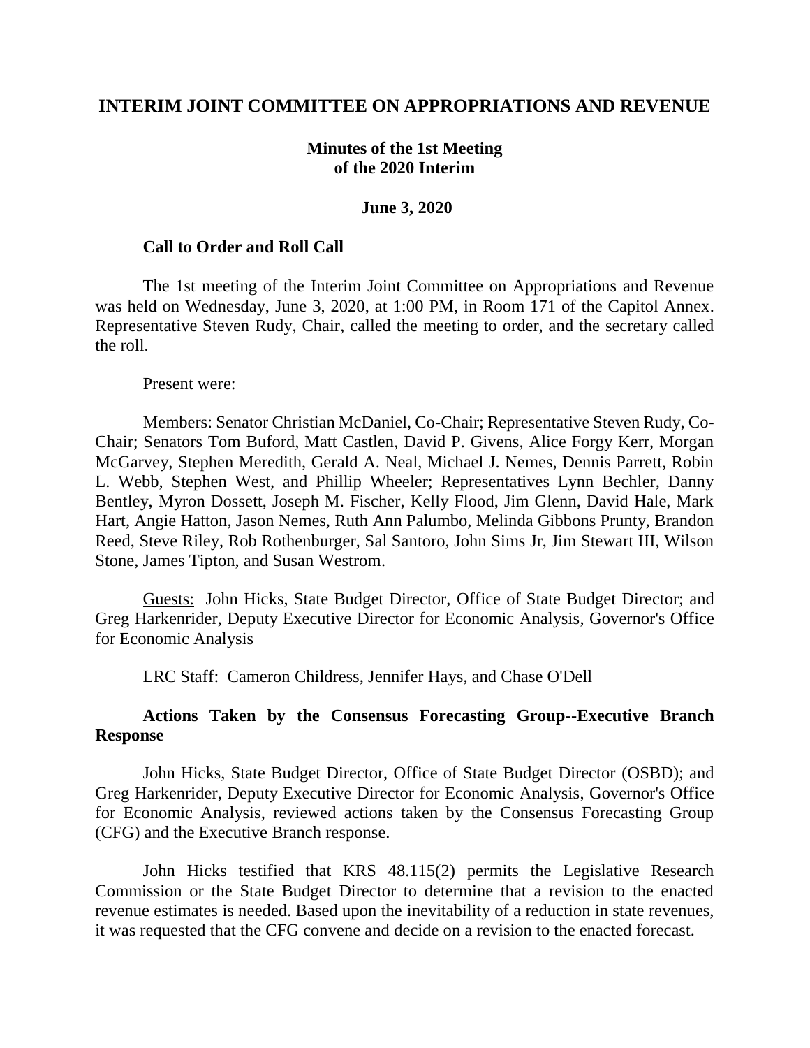# INTERIM JOINT COMMITTEE ON APPROPRIATIONS AND REVENUE

## Minutes of the 1st Meeting of the 2020 Interim

### June 3, 2020

### Call to Order and Roll Call

The 1st meeting of the Interim Joint Committee on Appropriations and Revenue was held on Wednesday, June 3, 2020, at 1:00 PM, in Room 171 of the Capitol Annex. Representative Steven Rudy, Chair, called the meeting to order, and the secretary called the roll.

Present were:

Members: Senator Christian McDaniel, Co-Chair; Representative Steven Rudy, Co-Chair; Senators Tom Buford, Matt Castlen, David P. Givens, Alice Forgy Kerr, Morgan McGarvey, Stephen Meredith, Gerald A. Neal, Michael J. Nemes, Dennis Parrett, Robin L. Webb, Stephen West, and Phillip Wheeler; Representatives Lynn Bechler, Danny Bentley, Myron Dossett, Joseph M. Fischer, Kelly Flood, Jim Glenn, David Hale, Mark Hart, Angie Hatton, Jason Nemes, Ruth Ann Palumbo, Melinda Gibbons Prunty, Brandon Reed, Steve Riley, Rob Rothenburger, Sal Santoro, John Sims Jr, Jim Stewart III, Wilson Stone, James Tipton, and Susan Westrom.

Guests: John Hicks, State Budget Director, Office of State Budget Director; and Greg Harkenrider, Deputy Executive Director for Economic Analysis, Governor's Office for Economic Analysis

LRC Staff: Cameron Childress, Jennifer Hays, and Chase O'Dell

### Actions Taken by the Consensus Forecasting Group--Executive Branch Response

John Hicks, State Budget Director, Office of State Budget Director (OSBD); and Greg Harkenrider, Deputy Executive Director for Economic Analysis, Governor's Office for Economic Analysis, reviewed actions taken by the Consensus Forecasting Group (CFG) and the Executive Branch response.

John Hicks testified that KRS 48.115(2) permits the Legislative Research Commission or the State Budget Director to determine that a revision to the enacted revenue estimates is needed. Based upon the inevitability of a reduction in state revenues, it was requested that the CFG convene and decide on a revision to the enacted forecast.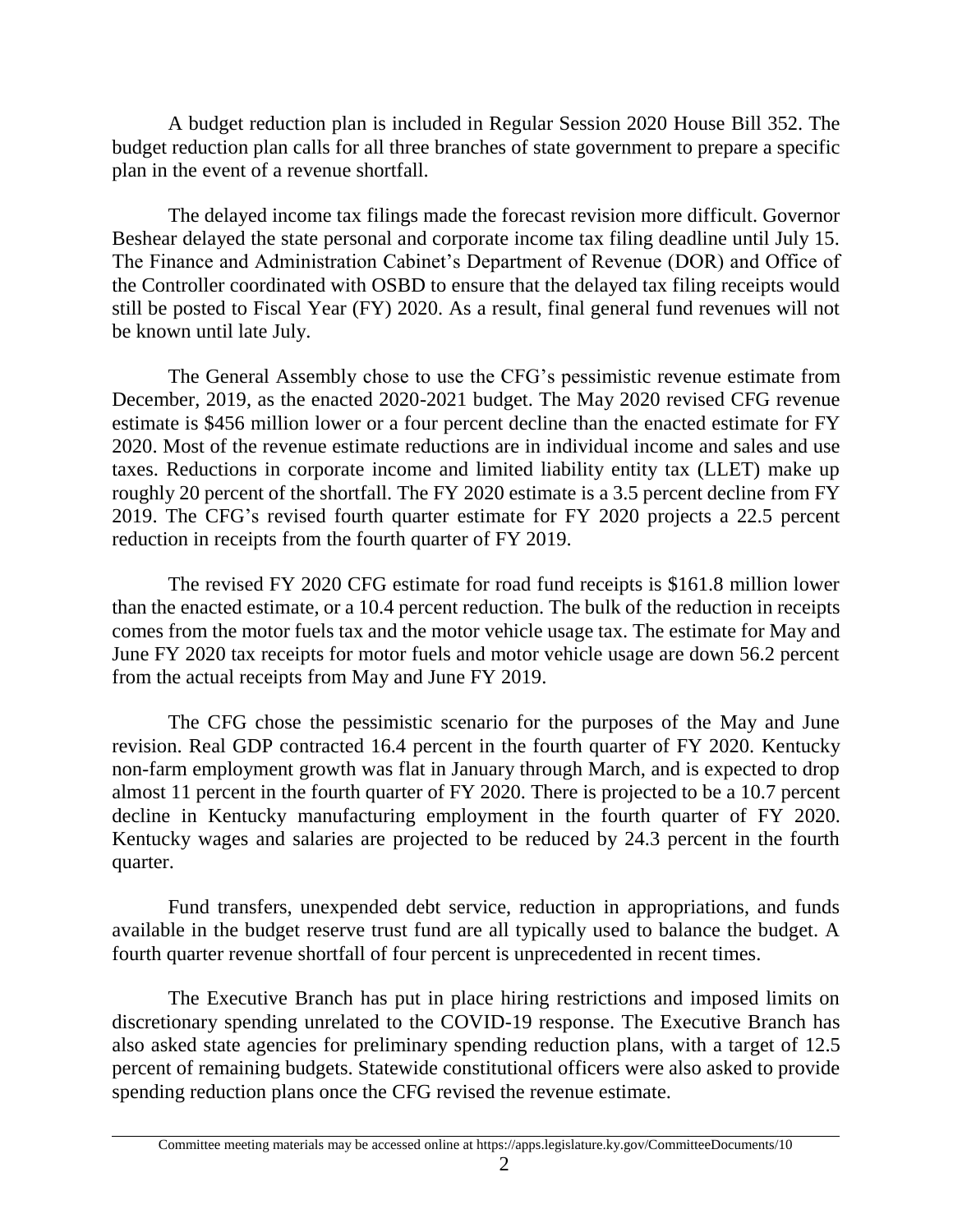A budget reduction plan is included in Regular Session 2020 House Bill 352. The budget reduction plan calls for all three branches of state government to prepare a specific plan in the event of a revenue shortfall.

The delayed income tax filings made the forecast revision more difficult. Governor Beshear delayed the state personal and corporate income tax filing deadline until July 15. The Finance and Administration Cabinet's Department of Revenue (DOR) and Office of the Controller coordinated with OSBD to ensure that the delayed tax filing receipts would still be posted to Fiscal Year (FY) 2020. As a result, final general fund revenues will not be known until late July.

The General Assembly chose to use the CFG's pessimistic revenue estimate from December, 2019, as the enacted 2020-2021 budget. The May 2020 revised CFG revenue estimate is $456 million lower or a four percent decline than the enacted estimate for FY 2020. Most of the revenue estimate reductions are in individual income and sales and use taxes. Reductions in corporate income and limited liability entity tax (LLET) make up roughly 20 percent of the shortfall. The FY 2020 estimate is a 3.5 percent decline from FY 2019. The CFG's revised fourth quarter estimate for FY 2020 projects a 22.5 percent reduction in receipts from the fourth quarter of FY 2019.

The revised FY 2020 CFG estimate for road fund receipts is $161.8 million lower than the enacted estimate, or a 10.4 percent reduction. The bulk of the reduction in receipts comes from the motor fuels tax and the motor vehicle usage tax. The estimate for May and June FY 2020 tax receipts for motor fuels and motor vehicle usage are down 56.2 percent from the actual receipts from May and June FY 2019.

The CFG chose the pessimistic scenario for the purposes of the May and June revision. Real GDP contracted 16.4 percent in the fourth quarter of FY 2020. Kentucky non-farm employment growth was flat in January through March, and is expected to drop almost 11 percent in the fourth quarter of FY 2020. There is projected to be a 10.7 percent decline in Kentucky manufacturing employment in the fourth quarter of FY 2020. Kentucky wages and salaries are projected to be reduced by 24.3 percent in the fourth quarter.

Fund transfers, unexpended debt service, reduction in appropriations, and funds available in the budget reserve trust fund are all typically used to balance the budget. A fourth quarter revenue shortfall of four percent is unprecedented in recent times.

The Executive Branch has put in place hiring restrictions and imposed limits on discretionary spending unrelated to the COVID-19 response. The Executive Branch has also asked state agencies for preliminary spending reduction plans, with a target of 12.5 percent of remaining budgets. Statewide constitutional officers were also asked to provide spending reduction plans once the CFG revised the revenue estimate.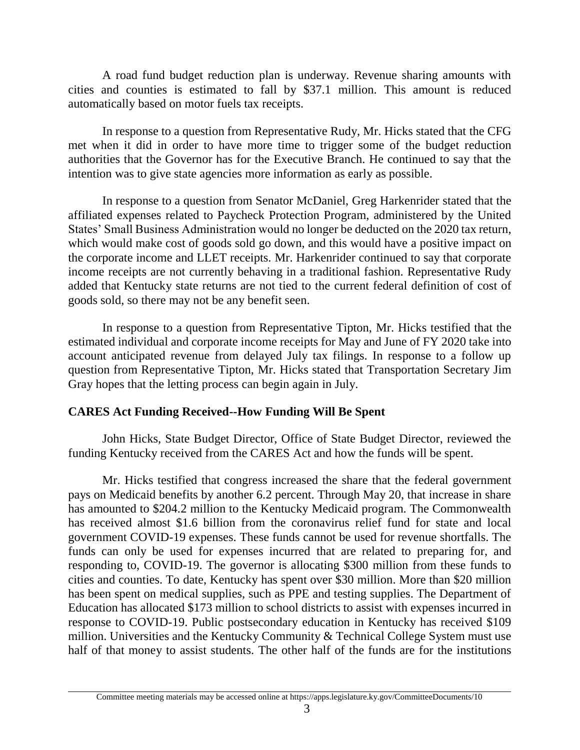A road fund budget reduction plan is underway. Revenue sharing amounts with cities and counties is estimated to fall by $37.1 million. This amount is reduced automatically based on motor fuels tax receipts.

In response to a question from Representative Rudy, Mr. Hicks stated that the CFG met when it did in order to have more time to trigger some of the budget reduction authorities that the Governor has for the Executive Branch. He continued to say that the intention was to give state agencies more information as early as possible.

In response to a question from Senator McDaniel, Greg Harkenrider stated that the affiliated expenses related to Paycheck Protection Program, administered by the United States' Small Business Administration would no longer be deducted on the 2020 tax return, which would make cost of goods sold go down, and this would have a positive impact on the corporate income and LLET receipts. Mr. Harkenrider continued to say that corporate income receipts are not currently behaving in a traditional fashion. Representative Rudy added that Kentucky state returns are not tied to the current federal definition of cost of goods sold, so there may not be any benefit seen.

In response to a question from Representative Tipton, Mr. Hicks testified that the estimated individual and corporate income receipts for May and June of FY 2020 take into account anticipated revenue from delayed July tax filings. In response to a follow up question from Representative Tipton, Mr. Hicks stated that Transportation Secretary Jim Gray hopes that the letting process can begin again in July.

## CARES Act Funding Received--How Funding Will Be Spent

John Hicks, State Budget Director, Office of State Budget Director, reviewed the funding Kentucky received from the CARES Act and how the funds will be spent.

Mr. Hicks testified that congress increased the share that the federal government pays on Medicaid benefits by another 6.2 percent. Through May 20, that increase in share has amounted to $204.2 million to the Kentucky Medicaid program. The Commonwealth has received almost $1.6 billion from the coronavirus relief fund for state and local government COVID-19 expenses. These funds cannot be used for revenue shortfalls. The funds can only be used for expenses incurred that are related to preparing for, and responding to, COVID-19. The governor is allocating $300 million from these funds to cities and counties. To date, Kentucky has spent over $30 million. More than $20 million has been spent on medical supplies, such as PPE and testing supplies. The Department of Education has allocated $173 million to school districts to assist with expenses incurred in response to COVID-19. Public postsecondary education in Kentucky has received $109 million. Universities and the Kentucky Community & Technical College System must use half of that money to assist students. The other half of the funds are for the institutions

Committee meeting materials may be accessed online at https://apps.legislature.ky.gov/CommitteeDocuments/10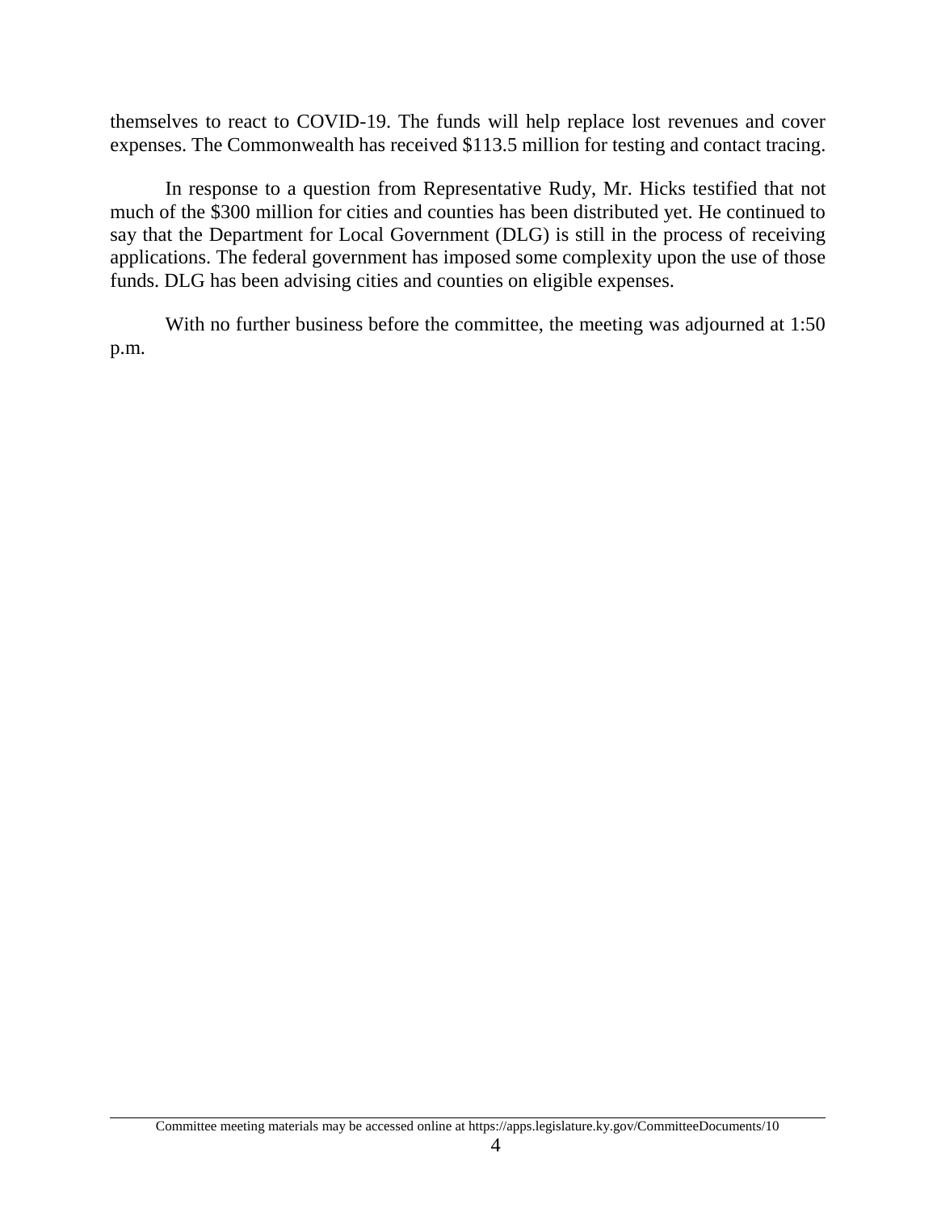themselves to react to COVID-19. The funds will help replace lost revenues and cover expenses. The Commonwealth has received $113.5 million for testing and contact tracing.

In response to a question from Representative Rudy, Mr. Hicks testified that not much of the $300 million for cities and counties has been distributed yet. He continued to say that the Department for Local Government (DLG) is still in the process of receiving applications. The federal government has imposed some complexity upon the use of those funds. DLG has been advising cities and counties on eligible expenses.

With no further business before the committee, the meeting was adjourned at 1:50 p.m.